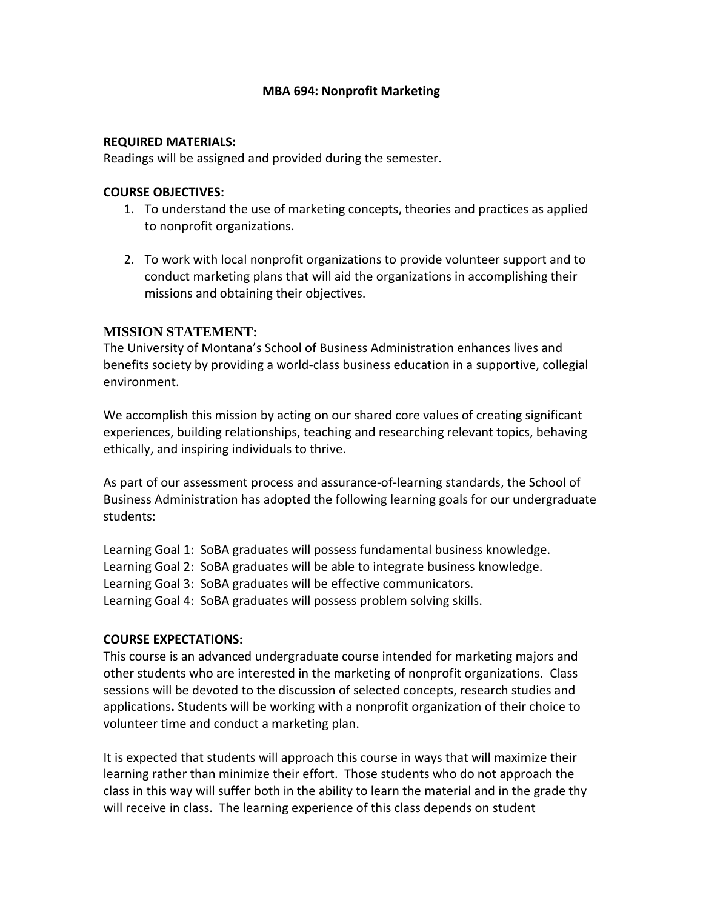# MBA 694: Nonprofit Marketing

**REQUIRED MATERIALS:**
Readings will be assigned and provided during the semester.

**COURSE OBJECTIVES:**

1. To understand the use of marketing concepts, theories and practices as applied to nonprofit organizations.

2. To work with local nonprofit organizations to provide volunteer support and to conduct marketing plans that will aid the organizations in accomplishing their missions and obtaining their objectives.

## MISSION STATEMENT:

The University of Montana's School of Business Administration enhances lives and benefits society by providing a world-class business education in a supportive, collegial environment.

We accomplish this mission by acting on our shared core values of creating significant experiences, building relationships, teaching and researching relevant topics, behaving ethically, and inspiring individuals to thrive.

As part of our assessment process and assurance-of-learning standards, the School of Business Administration has adopted the following learning goals for our undergraduate students:

Learning Goal 1: SoBA graduates will possess fundamental business knowledge.
Learning Goal 2: SoBA graduates will be able to integrate business knowledge.
Learning Goal 3: SoBA graduates will be effective communicators.
Learning Goal 4: SoBA graduates will possess problem solving skills.

**COURSE EXPECTATIONS:**
This course is an advanced undergraduate course intended for marketing majors and other students who are interested in the marketing of nonprofit organizations. Class sessions will be devoted to the discussion of selected concepts, research studies and applications**.** Students will be working with a nonprofit organization of their choice to volunteer time and conduct a marketing plan.

It is expected that students will approach this course in ways that will maximize their learning rather than minimize their effort. Those students who do not approach the class in this way will suffer both in the ability to learn the material and in the grade thy will receive in class. The learning experience of this class depends on student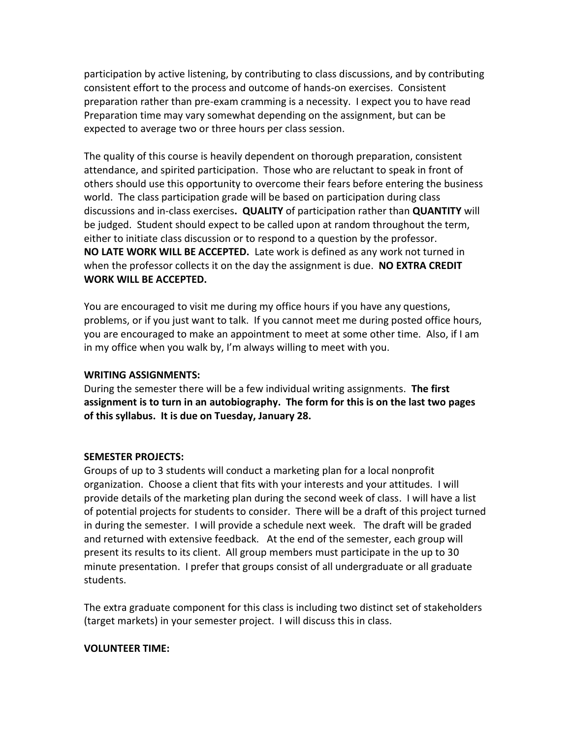participation by active listening, by contributing to class discussions, and by contributing consistent effort to the process and outcome of hands-on exercises. Consistent preparation rather than pre-exam cramming is a necessity. I expect you to have read Preparation time may vary somewhat depending on the assignment, but can be expected to average two or three hours per class session.

The quality of this course is heavily dependent on thorough preparation, consistent attendance, and spirited participation. Those who are reluctant to speak in front of others should use this opportunity to overcome their fears before entering the business world. The class participation grade will be based on participation during class discussions and in-class exercises**.** **QUALITY** of participation rather than **QUANTITY** will be judged. Student should expect to be called upon at random throughout the term, either to initiate class discussion or to respond to a question by the professor. **NO LATE WORK WILL BE ACCEPTED.** Late work is defined as any work not turned in when the professor collects it on the day the assignment is due. **NO EXTRA CREDIT WORK WILL BE ACCEPTED.**

You are encouraged to visit me during my office hours if you have any questions, problems, or if you just want to talk. If you cannot meet me during posted office hours, you are encouraged to make an appointment to meet at some other time. Also, if I am in my office when you walk by, I'm always willing to meet with you.

**WRITING ASSIGNMENTS:**

During the semester there will be a few individual writing assignments. **The first assignment is to turn in an autobiography. The form for this is on the last two pages of this syllabus. It is due on Tuesday, January 28.**

**SEMESTER PROJECTS:**

Groups of up to 3 students will conduct a marketing plan for a local nonprofit organization. Choose a client that fits with your interests and your attitudes. I will provide details of the marketing plan during the second week of class. I will have a list of potential projects for students to consider. There will be a draft of this project turned in during the semester. I will provide a schedule next week. The draft will be graded and returned with extensive feedback. At the end of the semester, each group will present its results to its client. All group members must participate in the up to 30 minute presentation. I prefer that groups consist of all undergraduate or all graduate students.

The extra graduate component for this class is including two distinct set of stakeholders (target markets) in your semester project. I will discuss this in class.

**VOLUNTEER TIME:**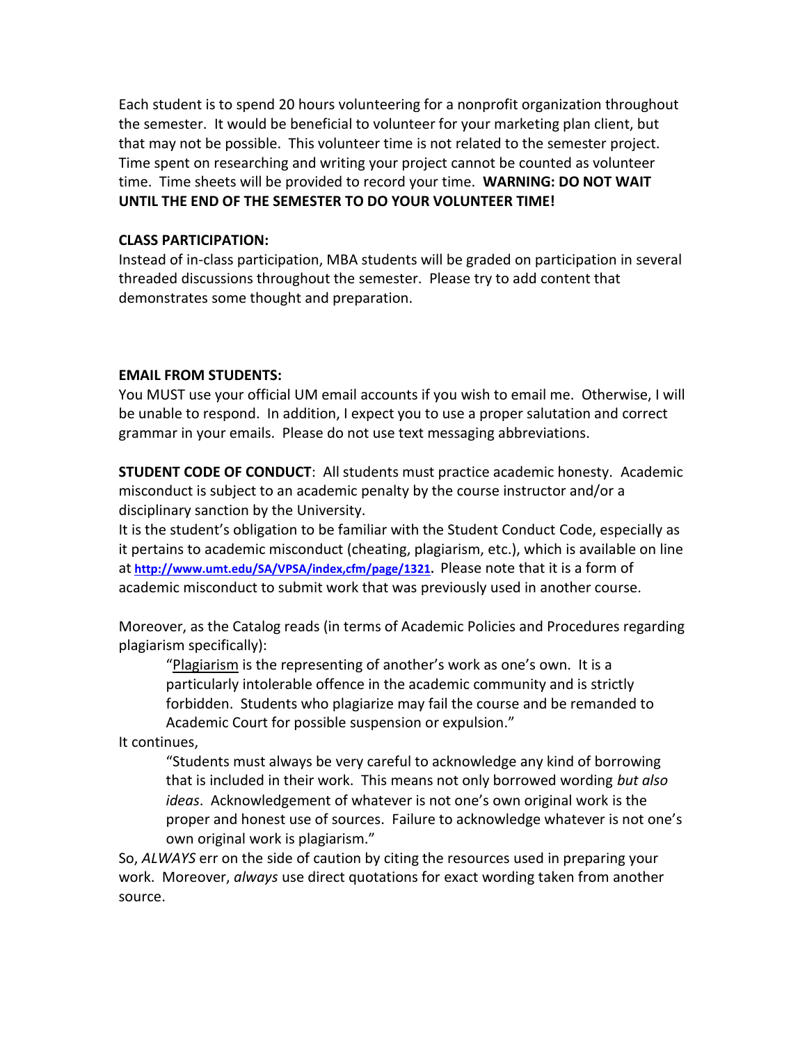Each student is to spend 20 hours volunteering for a nonprofit organization throughout the semester. It would be beneficial to volunteer for your marketing plan client, but that may not be possible. This volunteer time is not related to the semester project. Time spent on researching and writing your project cannot be counted as volunteer time. Time sheets will be provided to record your time. **WARNING: DO NOT WAIT UNTIL THE END OF THE SEMESTER TO DO YOUR VOLUNTEER TIME!**

**CLASS PARTICIPATION:**

Instead of in-class participation, MBA students will be graded on participation in several threaded discussions throughout the semester. Please try to add content that demonstrates some thought and preparation.

**EMAIL FROM STUDENTS:**

You MUST use your official UM email accounts if you wish to email me. Otherwise, I will be unable to respond. In addition, I expect you to use a proper salutation and correct grammar in your emails. Please do not use text messaging abbreviations.

**STUDENT CODE OF CONDUCT**: All students must practice academic honesty. Academic misconduct is subject to an academic penalty by the course instructor and/or a disciplinary sanction by the University.

It is the student's obligation to be familiar with the Student Conduct Code, especially as it pertains to academic misconduct (cheating, plagiarism, etc.), which is available on line at **http://www.umt.edu/SA/VPSA/index,cfm/page/1321**. Please note that it is a form of academic misconduct to submit work that was previously used in another course.

Moreover, as the Catalog reads (in terms of Academic Policies and Procedures regarding plagiarism specifically):

> "Plagiarism is the representing of another's work as one's own. It is a particularly intolerable offence in the academic community and is strictly forbidden. Students who plagiarize may fail the course and be remanded to Academic Court for possible suspension or expulsion."

It continues,

> "Students must always be very careful to acknowledge any kind of borrowing that is included in their work. This means not only borrowed wording *but also ideas*. Acknowledgement of whatever is not one's own original work is the proper and honest use of sources. Failure to acknowledge whatever is not one's own original work is plagiarism."

So, *ALWAYS* err on the side of caution by citing the resources used in preparing your work. Moreover, *always* use direct quotations for exact wording taken from another source.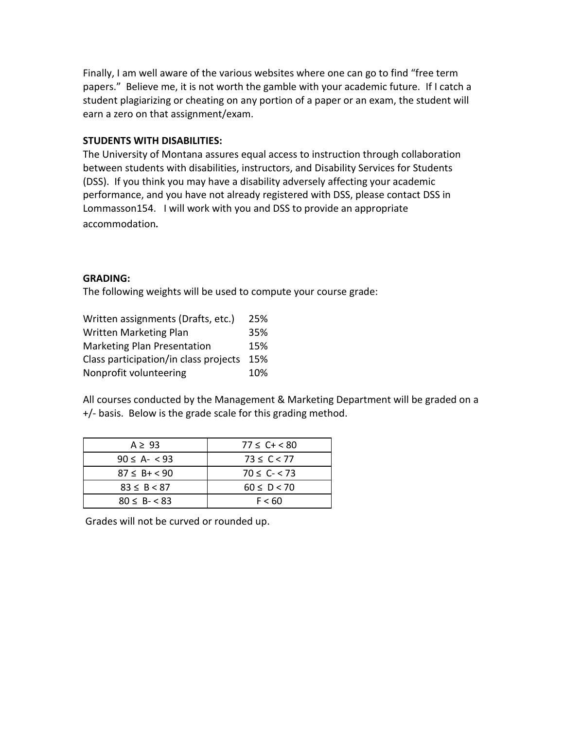Finally, I am well aware of the various websites where one can go to find "free term papers." Believe me, it is not worth the gamble with your academic future. If I catch a student plagiarizing or cheating on any portion of a paper or an exam, the student will earn a zero on that assignment/exam.

**STUDENTS WITH DISABILITIES:**

The University of Montana assures equal access to instruction through collaboration between students with disabilities, instructors, and Disability Services for Students (DSS). If you think you may have a disability adversely affecting your academic performance, and you have not already registered with DSS, please contact DSS in Lommasson154. I will work with you and DSS to provide an appropriate accommodation*.*

**GRADING:**

The following weights will be used to compute your course grade:

| | |
|---|---|
| Written assignments (Drafts, etc.) | 25% |
| Written Marketing Plan | 35% |
| Marketing Plan Presentation | 15% |
| Class participation/in class projects | 15% |
| Nonprofit volunteering | 10% |

All courses conducted by the Management & Marketing Department will be graded on a +/- basis. Below is the grade scale for this grading method.

| | |
|---|---|
| A ≥ 93 | 77 ≤ C+ < 80 |
| 90 ≤ A- < 93 | 73 ≤ C < 77 |
| 87 ≤ B+ < 90 | 70 ≤ C- < 73 |
| 83 ≤ B < 87 | 60 ≤ D < 70 |
| 80 ≤ B- < 83 | F < 60 |

Grades will not be curved or rounded up.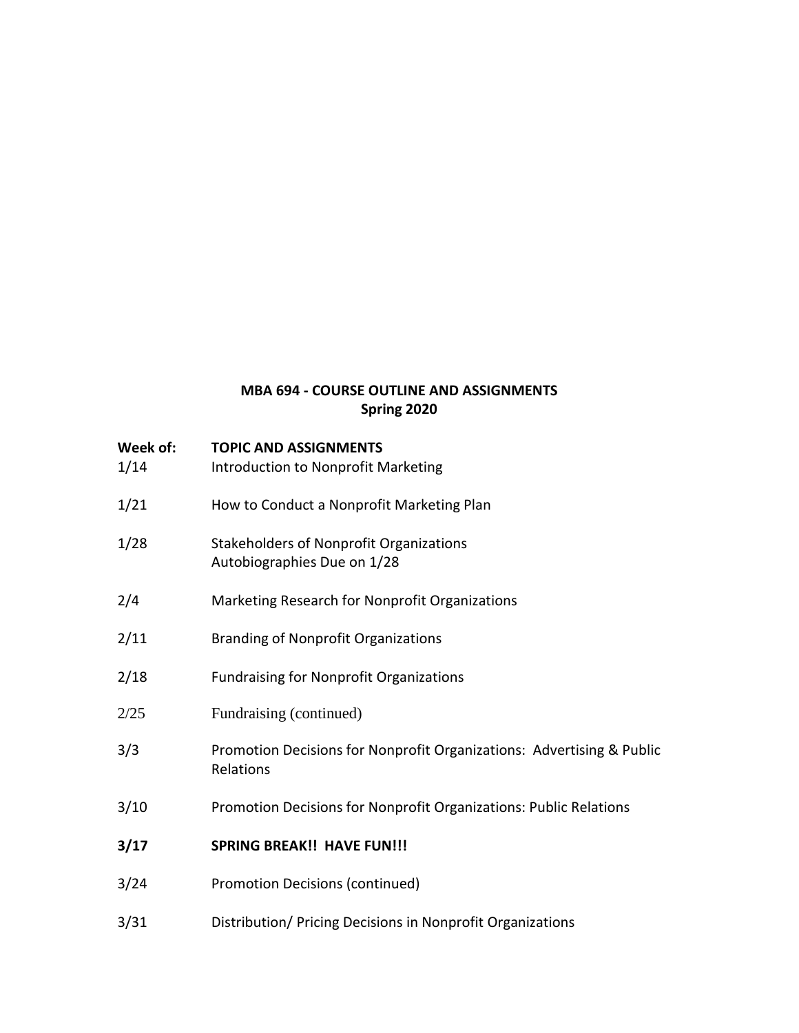**MBA 694 - COURSE OUTLINE AND ASSIGNMENTS**
**Spring 2020**

| **Week of:** | **TOPIC AND ASSIGNMENTS** |
|---|---|
| 1/14 | Introduction to Nonprofit Marketing |
| 1/21 | How to Conduct a Nonprofit Marketing Plan |
| 1/28 | Stakeholders of Nonprofit Organizations<br>Autobiographies Due on 1/28 |
| 2/4 | Marketing Research for Nonprofit Organizations |
| 2/11 | Branding of Nonprofit Organizations |
| 2/18 | Fundraising for Nonprofit Organizations |
| 2/25 | Fundraising (continued) |
| 3/3 | Promotion Decisions for Nonprofit Organizations: Advertising & Public Relations |
| 3/10 | Promotion Decisions for Nonprofit Organizations: Public Relations |
| **3/17** | **SPRING BREAK!! HAVE FUN!!!** |
| 3/24 | Promotion Decisions (continued) |
| 3/31 | Distribution/ Pricing Decisions in Nonprofit Organizations |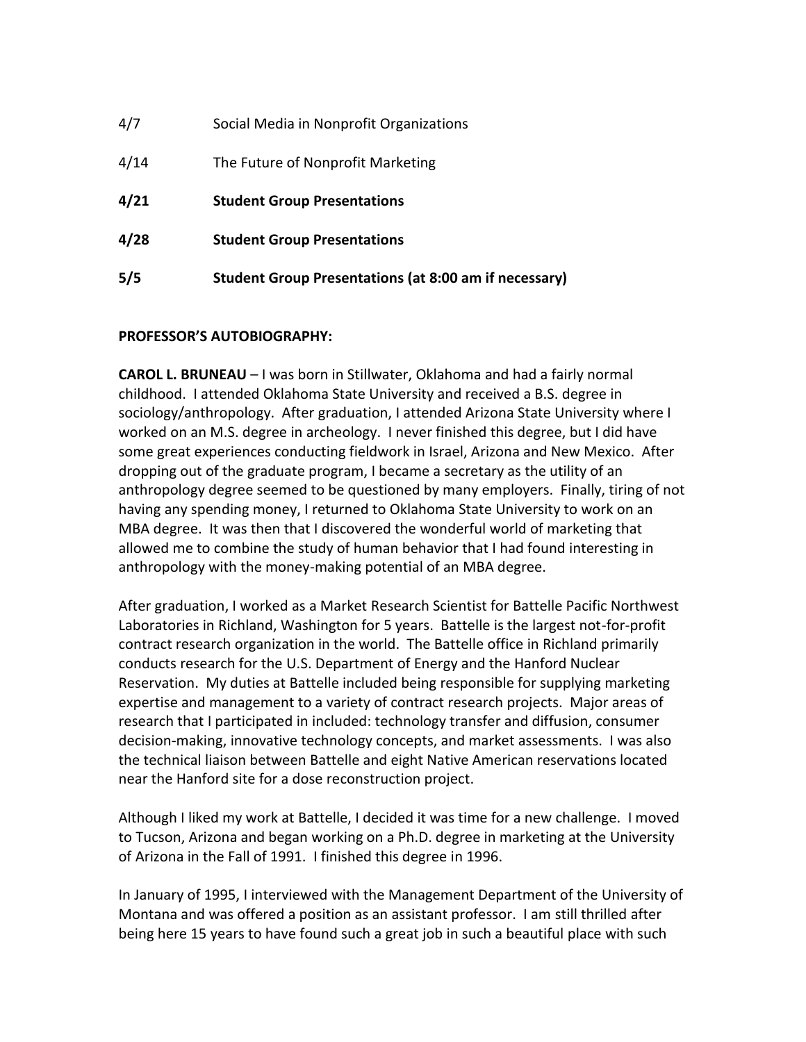| | |
|---|---|
| 4/7 | Social Media in Nonprofit Organizations |
| 4/14 | The Future of Nonprofit Marketing |
| **4/21** | **Student Group Presentations** |
| **4/28** | **Student Group Presentations** |
| **5/5** | **Student Group Presentations (at 8:00 am if necessary)** |

**PROFESSOR'S AUTOBIOGRAPHY:**

**CAROL L. BRUNEAU** – I was born in Stillwater, Oklahoma and had a fairly normal childhood. I attended Oklahoma State University and received a B.S. degree in sociology/anthropology. After graduation, I attended Arizona State University where I worked on an M.S. degree in archeology. I never finished this degree, but I did have some great experiences conducting fieldwork in Israel, Arizona and New Mexico. After dropping out of the graduate program, I became a secretary as the utility of an anthropology degree seemed to be questioned by many employers. Finally, tiring of not having any spending money, I returned to Oklahoma State University to work on an MBA degree. It was then that I discovered the wonderful world of marketing that allowed me to combine the study of human behavior that I had found interesting in anthropology with the money-making potential of an MBA degree.

After graduation, I worked as a Market Research Scientist for Battelle Pacific Northwest Laboratories in Richland, Washington for 5 years. Battelle is the largest not-for-profit contract research organization in the world. The Battelle office in Richland primarily conducts research for the U.S. Department of Energy and the Hanford Nuclear Reservation. My duties at Battelle included being responsible for supplying marketing expertise and management to a variety of contract research projects. Major areas of research that I participated in included: technology transfer and diffusion, consumer decision-making, innovative technology concepts, and market assessments. I was also the technical liaison between Battelle and eight Native American reservations located near the Hanford site for a dose reconstruction project.

Although I liked my work at Battelle, I decided it was time for a new challenge. I moved to Tucson, Arizona and began working on a Ph.D. degree in marketing at the University of Arizona in the Fall of 1991. I finished this degree in 1996.

In January of 1995, I interviewed with the Management Department of the University of Montana and was offered a position as an assistant professor. I am still thrilled after being here 15 years to have found such a great job in such a beautiful place with such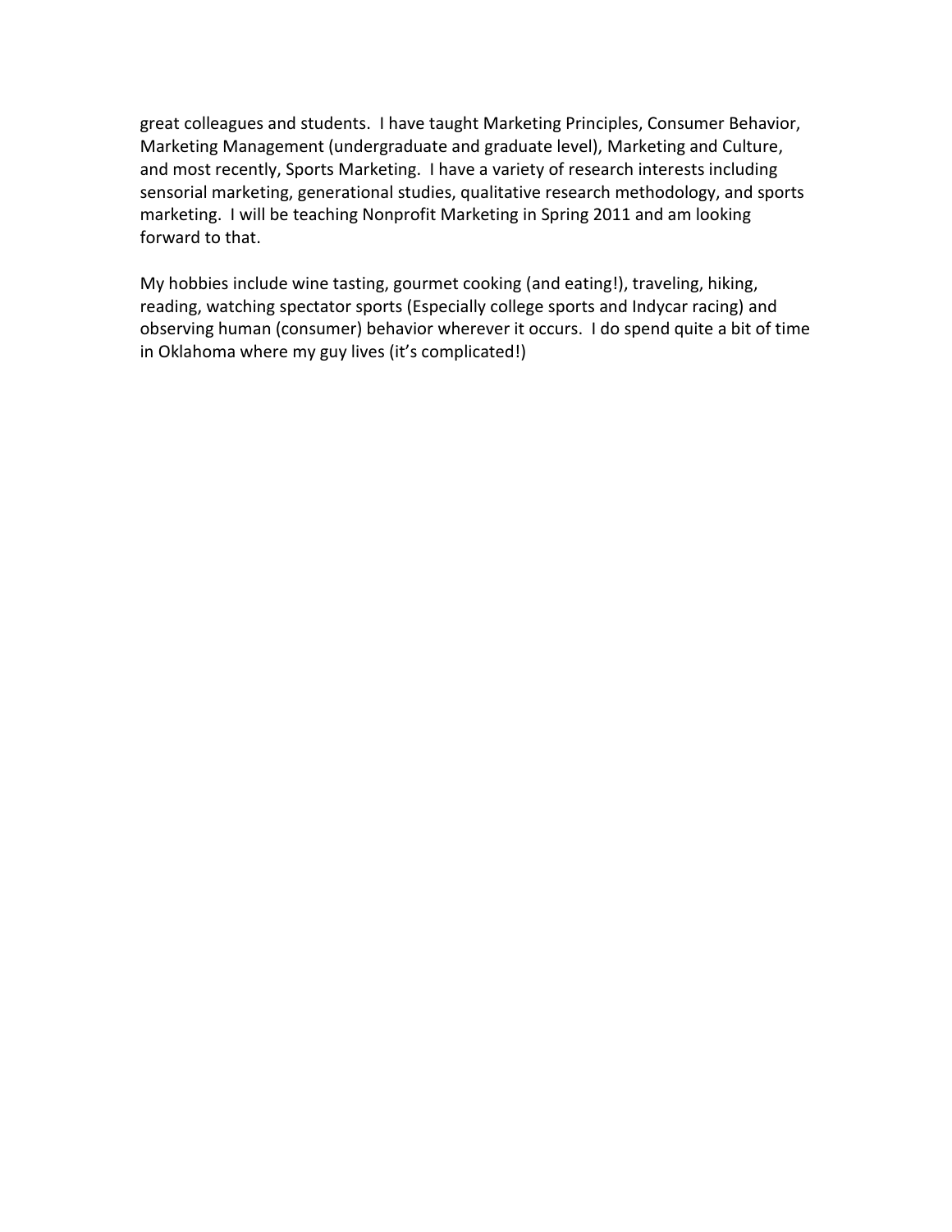great colleagues and students. I have taught Marketing Principles, Consumer Behavior, Marketing Management (undergraduate and graduate level), Marketing and Culture, and most recently, Sports Marketing. I have a variety of research interests including sensorial marketing, generational studies, qualitative research methodology, and sports marketing. I will be teaching Nonprofit Marketing in Spring 2011 and am looking forward to that.

My hobbies include wine tasting, gourmet cooking (and eating!), traveling, hiking, reading, watching spectator sports (Especially college sports and Indycar racing) and observing human (consumer) behavior wherever it occurs. I do spend quite a bit of time in Oklahoma where my guy lives (it's complicated!)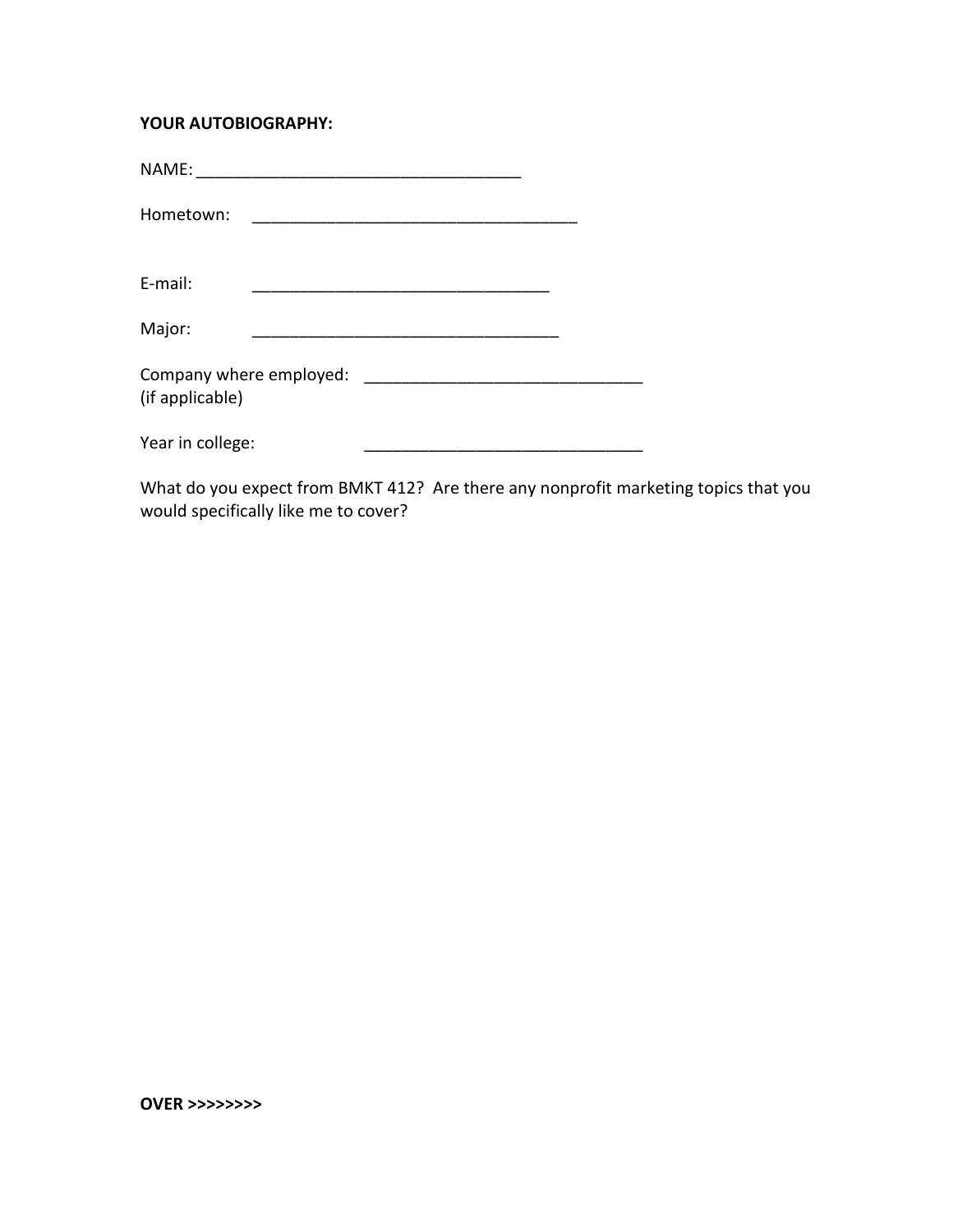**YOUR AUTOBIOGRAPHY:**

NAME: ___________________________________

Hometown: ___________________________________

E-mail: ________________________________

Major: _________________________________

Company where employed: ______________________________
(if applicable)

Year in college: ______________________________

What do you expect from BMKT 412? Are there any nonprofit marketing topics that you would specifically like me to cover?

**OVER >>>>>>>>**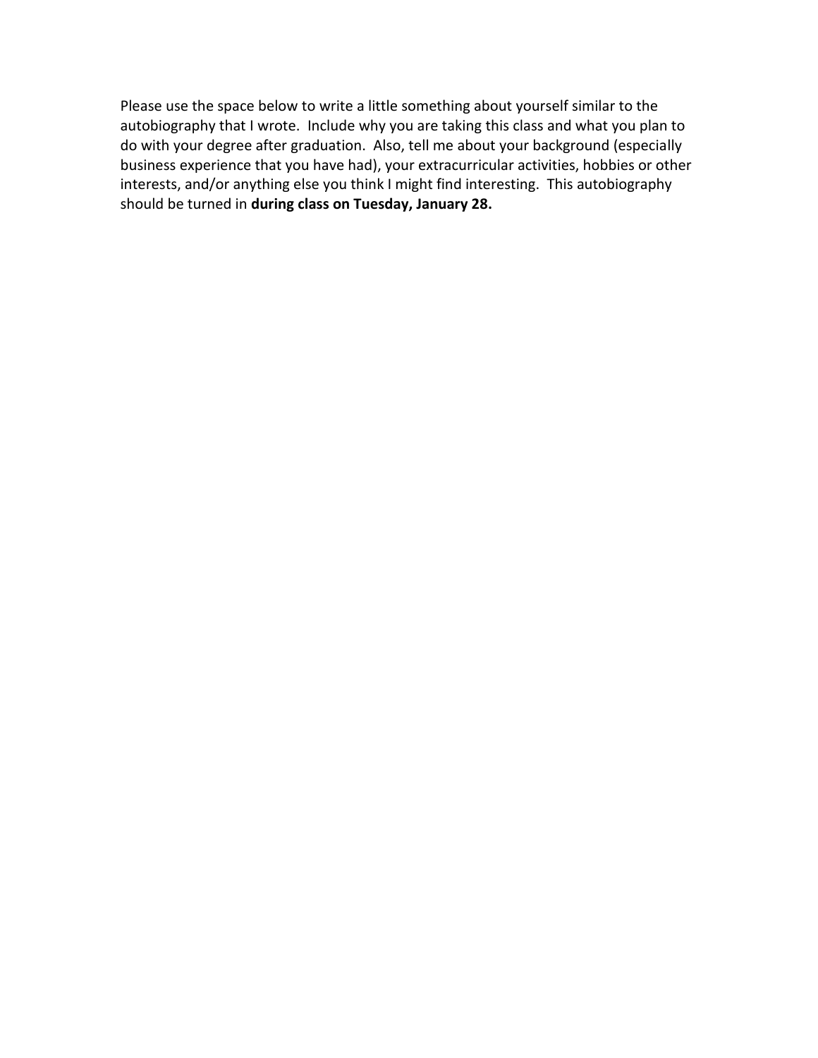Please use the space below to write a little something about yourself similar to the autobiography that I wrote. Include why you are taking this class and what you plan to do with your degree after graduation. Also, tell me about your background (especially business experience that you have had), your extracurricular activities, hobbies or other interests, and/or anything else you think I might find interesting. This autobiography should be turned in **during class on Tuesday, January 28.**